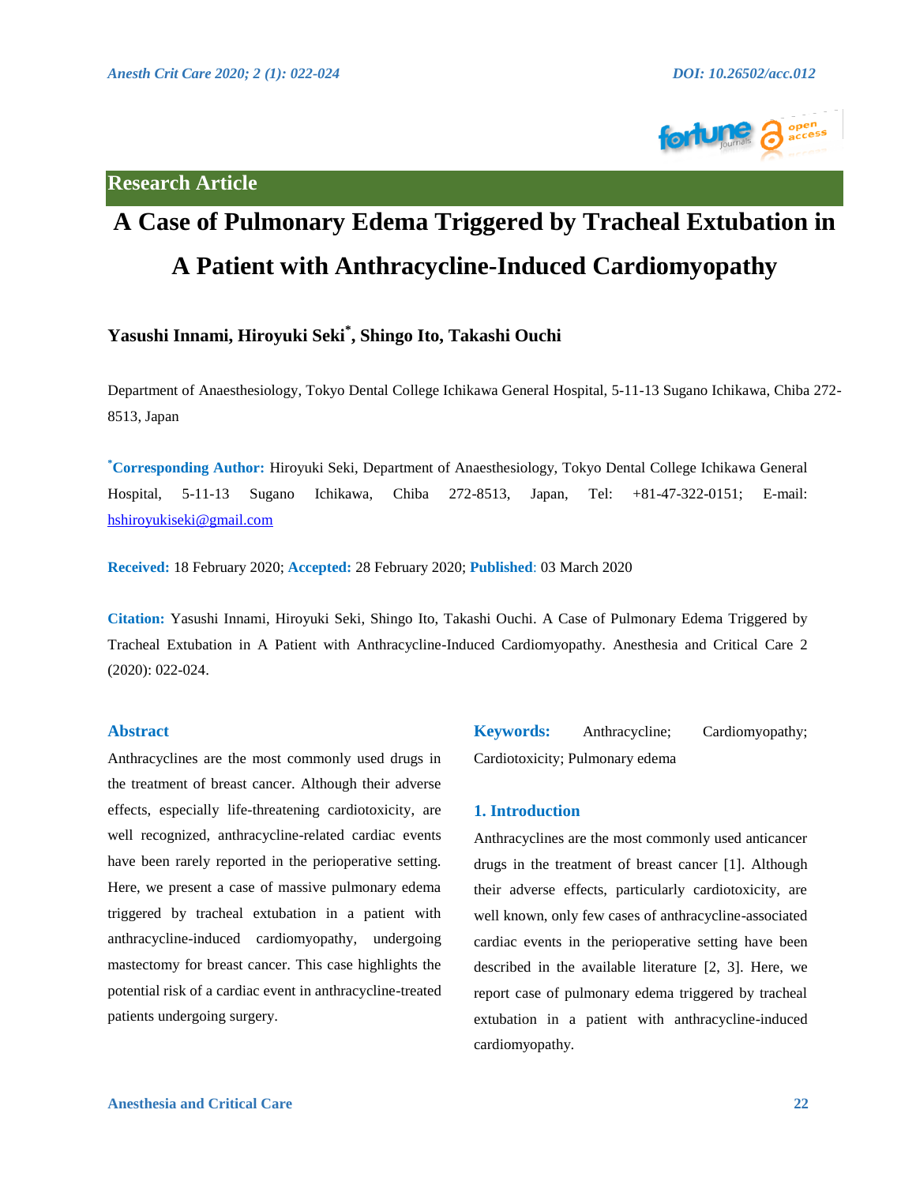Research Article

# A Case of Pulmonary Edema Triggered by Tracheal Extubation in A Patient with Anthracycline-Induced Cardiomyopathy

**Yasushi Innami, Hiroyuki Seki*, Shingo Ito, Takashi Ouchi**

Department of Anaesthesiology, Tokyo Dental College Ichikawa General Hospital, 5-11-13 Sugano Ichikawa, Chiba 272-8513, Japan

***Corresponding Author:** Hiroyuki Seki, Department of Anaesthesiology, Tokyo Dental College Ichikawa General Hospital, 5-11-13 Sugano Ichikawa, Chiba 272-8513, Japan, Tel: +81-47-322-0151; E-mail: hshiroyukiseki@gmail.com

**Received:** 18 February 2020; **Accepted:** 28 February 2020; **Published**: 03 March 2020

**Citation:** Yasushi Innami, Hiroyuki Seki, Shingo Ito, Takashi Ouchi. A Case of Pulmonary Edema Triggered by Tracheal Extubation in A Patient with Anthracycline-Induced Cardiomyopathy. Anesthesia and Critical Care 2 (2020): 022-024.

## Abstract

Anthracyclines are the most commonly used drugs in the treatment of breast cancer. Although their adverse effects, especially life-threatening cardiotoxicity, are well recognized, anthracycline-related cardiac events have been rarely reported in the perioperative setting. Here, we present a case of massive pulmonary edema triggered by tracheal extubation in a patient with anthracycline-induced cardiomyopathy, undergoing mastectomy for breast cancer. This case highlights the potential risk of a cardiac event in anthracycline-treated patients undergoing surgery.

**Keywords:** Anthracycline; Cardiomyopathy; Cardiotoxicity; Pulmonary edema

## 1. Introduction

Anthracyclines are the most commonly used anticancer drugs in the treatment of breast cancer [1]. Although their adverse effects, particularly cardiotoxicity, are well known, only few cases of anthracycline-associated cardiac events in the perioperative setting have been described in the available literature [2, 3]. Here, we report case of pulmonary edema triggered by tracheal extubation in a patient with anthracycline-induced cardiomyopathy.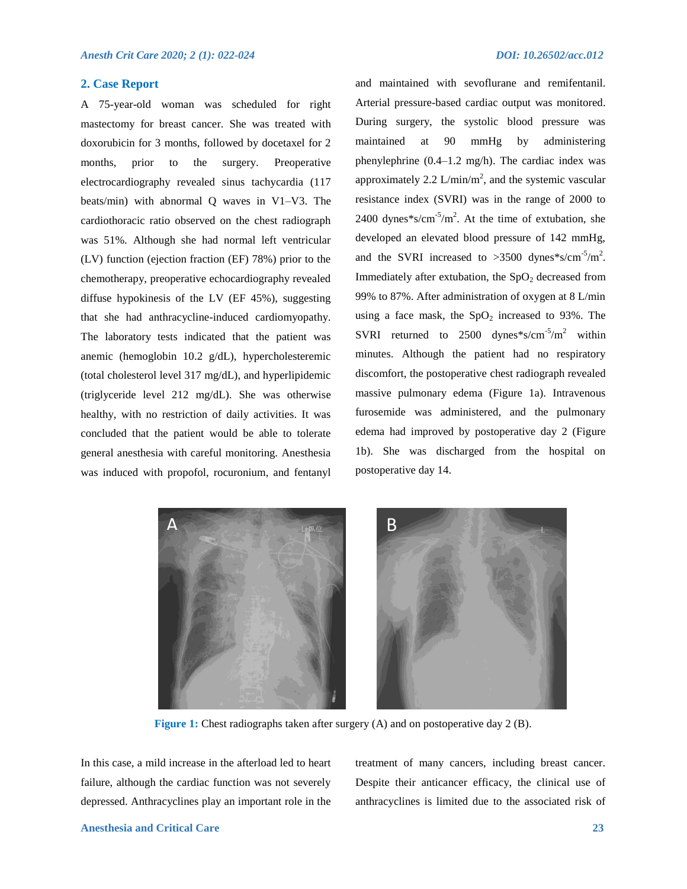## 2. Case Report

A 75-year-old woman was scheduled for right mastectomy for breast cancer. She was treated with doxorubicin for 3 months, followed by docetaxel for 2 months, prior to the surgery. Preoperative electrocardiography revealed sinus tachycardia (117 beats/min) with abnormal Q waves in V1–V3. The cardiothoracic ratio observed on the chest radiograph was 51%. Although she had normal left ventricular (LV) function (ejection fraction (EF) 78%) prior to the chemotherapy, preoperative echocardiography revealed diffuse hypokinesis of the LV (EF 45%), suggesting that she had anthracycline-induced cardiomyopathy. The laboratory tests indicated that the patient was anemic (hemoglobin 10.2 g/dL), hypercholesteremic (total cholesterol level 317 mg/dL), and hyperlipidemic (triglyceride level 212 mg/dL). She was otherwise healthy, with no restriction of daily activities. It was concluded that the patient would be able to tolerate general anesthesia with careful monitoring. Anesthesia was induced with propofol, rocuronium, and fentanyl and maintained with sevoflurane and remifentanil. Arterial pressure-based cardiac output was monitored. During surgery, the systolic blood pressure was maintained at 90 mmHg by administering phenylephrine (0.4–1.2 mg/h). The cardiac index was approximately 2.2 L/min/m$^2$, and the systemic vascular resistance index (SVRI) was in the range of 2000 to 2400 dynes*s/cm$^{-5}$/m$^2$. At the time of extubation, she developed an elevated blood pressure of 142 mmHg, and the SVRI increased to >3500 dynes*s/cm$^{-5}$/m$^2$. Immediately after extubation, the $SpO_2$ decreased from 99% to 87%. After administration of oxygen at 8 L/min using a face mask, the $SpO_2$ increased to 93%. The SVRI returned to 2500 dynes*s/cm$^{-5}$/m$^2$ within minutes. Although the patient had no respiratory discomfort, the postoperative chest radiograph revealed massive pulmonary edema (Figure 1a). Intravenous furosemide was administered, and the pulmonary edema had improved by postoperative day 2 (Figure 1b). She was discharged from the hospital on postoperative day 14.

**Figure 1:** Chest radiographs taken after surgery (A) and on postoperative day 2 (B).

In this case, a mild increase in the afterload led to heart failure, although the cardiac function was not severely depressed. Anthracyclines play an important role in the treatment of many cancers, including breast cancer. Despite their anticancer efficacy, the clinical use of anthracyclines is limited due to the associated risk of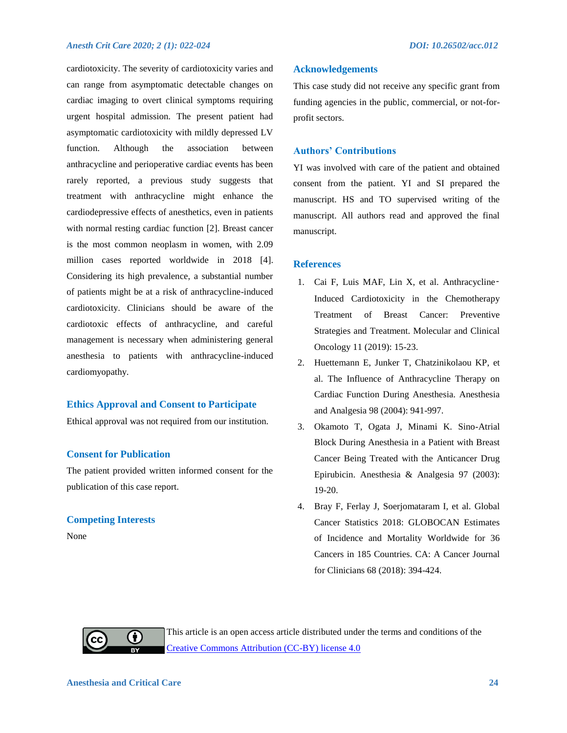cardiotoxicity. The severity of cardiotoxicity varies and can range from asymptomatic detectable changes on cardiac imaging to overt clinical symptoms requiring urgent hospital admission. The present patient had asymptomatic cardiotoxicity with mildly depressed LV function. Although the association between anthracycline and perioperative cardiac events has been rarely reported, a previous study suggests that treatment with anthracycline might enhance the cardiodepressive effects of anesthetics, even in patients with normal resting cardiac function [2]. Breast cancer is the most common neoplasm in women, with 2.09 million cases reported worldwide in 2018 [4]. Considering its high prevalence, a substantial number of patients might be at a risk of anthracycline-induced cardiotoxicity. Clinicians should be aware of the cardiotoxic effects of anthracycline, and careful management is necessary when administering general anesthesia to patients with anthracycline-induced cardiomyopathy.

## Ethics Approval and Consent to Participate

Ethical approval was not required from our institution.

## Consent for Publication

The patient provided written informed consent for the publication of this case report.

## Competing Interests

None

## Acknowledgements

This case study did not receive any specific grant from funding agencies in the public, commercial, or not-for-profit sectors.

## Authors' Contributions

YI was involved with care of the patient and obtained consent from the patient. YI and SI prepared the manuscript. HS and TO supervised writing of the manuscript. All authors read and approved the final manuscript.

## References

1. Cai F, Luis MAF, Lin X, et al. Anthracycline-Induced Cardiotoxicity in the Chemotherapy Treatment of Breast Cancer: Preventive Strategies and Treatment. Molecular and Clinical Oncology 11 (2019): 15-23.
2. Huettemann E, Junker T, Chatzinikolaou KP, et al. The Influence of Anthracycline Therapy on Cardiac Function During Anesthesia. Anesthesia and Analgesia 98 (2004): 941-997.
3. Okamoto T, Ogata J, Minami K. Sino-Atrial Block During Anesthesia in a Patient with Breast Cancer Being Treated with the Anticancer Drug Epirubicin. Anesthesia & Analgesia 97 (2003): 19-20.
4. Bray F, Ferlay J, Soerjomataram I, et al. Global Cancer Statistics 2018: GLOBOCAN Estimates of Incidence and Mortality Worldwide for 36 Cancers in 185 Countries. CA: A Cancer Journal for Clinicians 68 (2018): 394-424.

This article is an open access article distributed under the terms and conditions of the [Creative Commons Attribution (CC-BY) license 4.0](https://creativecommons.org/licenses/by/4.0/)